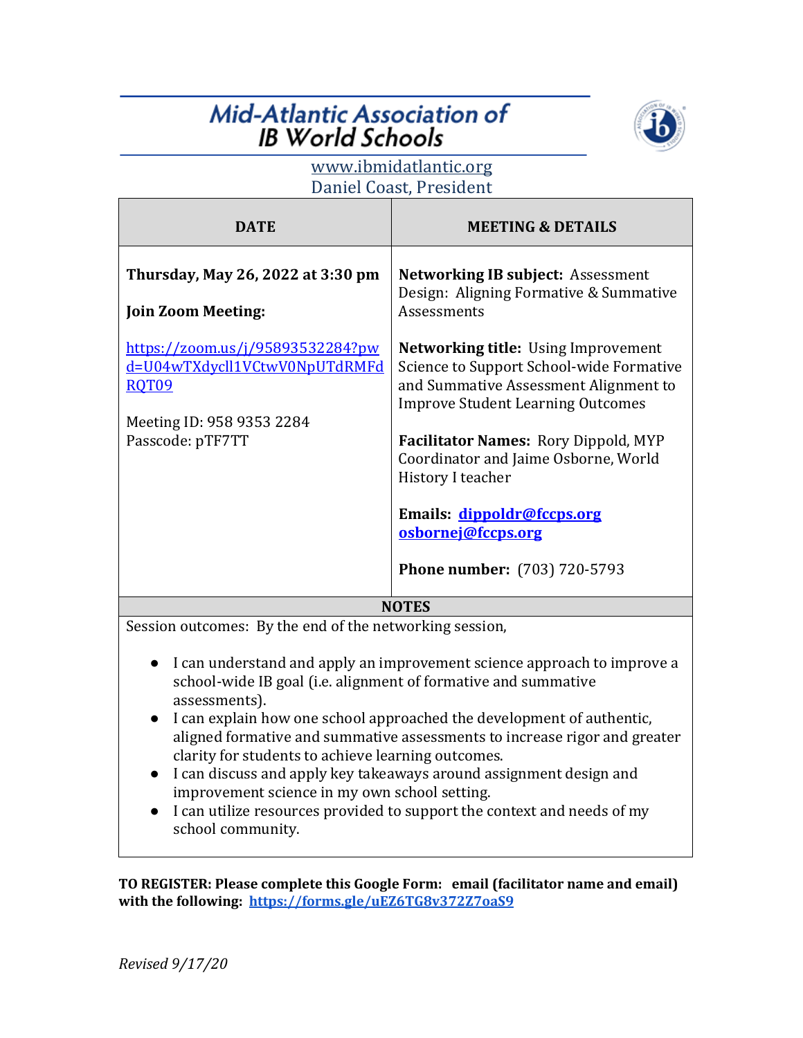# Mid-Atlantic Association of IB World Schools

www.ibmidatlantic.org
Daniel Coast, President

| DATE | MEETING & DETAILS |
|---|---|
| **Thursday, May 26, 2022 at 3:30 pm**<br><br>**Join Zoom Meeting:**<br><br>https://zoom.us/j/95893532284?pwd=U04wTXdycll1VCtwV0NpUTdRMFdRQT09<br><br>Meeting ID: 958 9353 2284<br>Passcode: pTF7TT | **Networking IB subject:** Assessment Design: Aligning Formative & Summative Assessments<br><br>**Networking title:** Using Improvement Science to Support School-wide Formative and Summative Assessment Alignment to Improve Student Learning Outcomes<br><br>**Facilitator Names:** Rory Dippold, MYP Coordinator and Jaime Osborne, World History I teacher<br><br>**Emails:** **dippoldr@fccps.org** **osbornej@fccps.org**<br><br>**Phone number:** (703) 720-5793 |

**NOTES**

Session outcomes: By the end of the networking session,

- I can understand and apply an improvement science approach to improve a school-wide IB goal (i.e. alignment of formative and summative assessments).
- I can explain how one school approached the development of authentic, aligned formative and summative assessments to increase rigor and greater clarity for students to achieve learning outcomes.
- I can discuss and apply key takeaways around assignment design and improvement science in my own school setting.
- I can utilize resources provided to support the context and needs of my school community.

**TO REGISTER: Please complete this Google Form: email (facilitator name and email) with the following: https://forms.gle/uEZ6TG8v372Z7oaS9**

*Revised 9/17/20*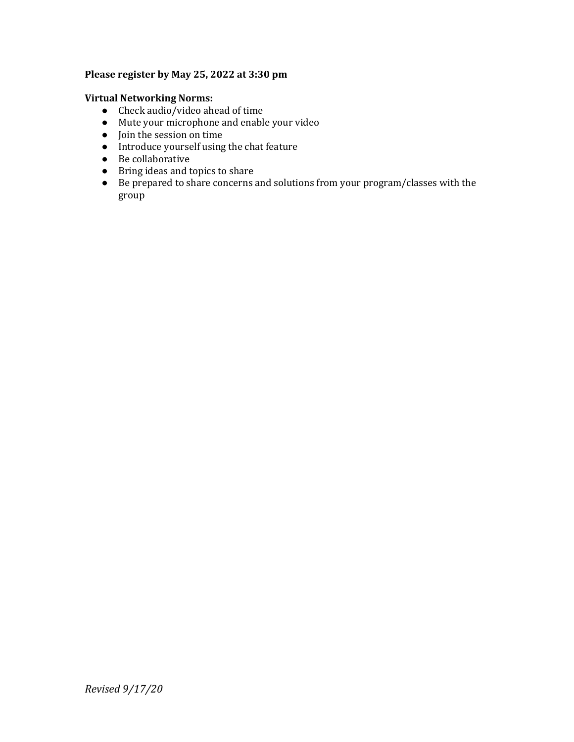**Please register by May 25, 2022 at 3:30 pm**

**Virtual Networking Norms:**

- Check audio/video ahead of time
- Mute your microphone and enable your video
- Join the session on time
- Introduce yourself using the chat feature
- Be collaborative
- Bring ideas and topics to share
- Be prepared to share concerns and solutions from your program/classes with the group

*Revised 9/17/20*